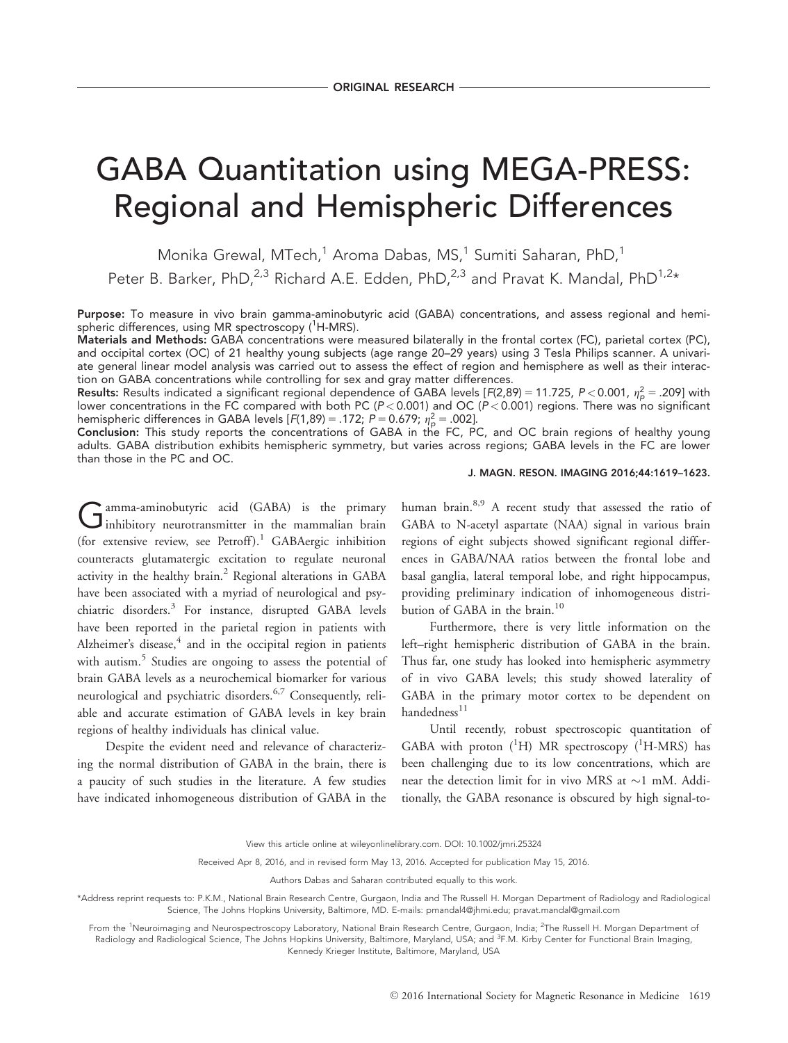ORIGINAL RESEARCH

# GABA Quantitation using MEGA-PRESS: Regional and Hemispheric Differences

Monika Grewal, MTech,[1] Aroma Dabas, MS,[1] Sumiti Saharan, PhD,[1] Peter B. Barker, PhD,[2,3] Richard A.E. Edden, PhD,[2,3] and Pravat K. Mandal, PhD[1,2]*

**Purpose:** To measure in vivo brain gamma-aminobutyric acid (GABA) concentrations, and assess regional and hemispheric differences, using MR spectroscopy ($^{1}$H-MRS).

**Materials and Methods:** GABA concentrations were measured bilaterally in the frontal cortex (FC), parietal cortex (PC), and occipital cortex (OC) of 21 healthy young subjects (age range 20–29 years) using 3 Tesla Philips scanner. A univariate general linear model analysis was carried out to assess the effect of region and hemisphere as well as their interaction on GABA concentrations while controlling for sex and gray matter differences.

**Results:** Results indicated a significant regional dependence of GABA levels [$F(2,89) = 11.725$, $P < 0.001$, $\eta_p^2 = .209$] with lower concentrations in the FC compared with both PC ($P < 0.001$) and OC ($P < 0.001$) regions. There was no significant hemispheric differences in GABA levels [$F(1,89) = .172$; $P = 0.679$; $\eta_p^2 = .002$].

**Conclusion:** This study reports the concentrations of GABA in the FC, PC, and OC brain regions of healthy young adults. GABA distribution exhibits hemispheric symmetry, but varies across regions; GABA levels in the FC are lower than those in the PC and OC.

J. MAGN. RESON. IMAGING 2016;44:1619–1623.

Gamma-aminobutyric acid (GABA) is the primary inhibitory neurotransmitter in the mammalian brain (for extensive review, see Petroff).[1] GABAergic inhibition counteracts glutamatergic excitation to regulate neuronal activity in the healthy brain.[2] Regional alterations in GABA have been associated with a myriad of neurological and psychiatric disorders.[3] For instance, disrupted GABA levels have been reported in the parietal region in patients with Alzheimer's disease,[4] and in the occipital region in patients with autism.[5] Studies are ongoing to assess the potential of brain GABA levels as a neurochemical biomarker for various neurological and psychiatric disorders.[6,7] Consequently, reliable and accurate estimation of GABA levels in key brain regions of healthy individuals has clinical value.

Despite the evident need and relevance of characterizing the normal distribution of GABA in the brain, there is a paucity of such studies in the literature. A few studies have indicated inhomogeneous distribution of GABA in the human brain.[8,9] A recent study that assessed the ratio of GABA to N-acetyl aspartate (NAA) signal in various brain regions of eight subjects showed significant regional differences in GABA/NAA ratios between the frontal lobe and basal ganglia, lateral temporal lobe, and right hippocampus, providing preliminary indication of inhomogeneous distribution of GABA in the brain.[10]

Furthermore, there is very little information on the left–right hemispheric distribution of GABA in the brain. Thus far, one study has looked into hemispheric asymmetry of in vivo GABA levels; this study showed laterality of GABA in the primary motor cortex to be dependent on handedness[11]

Until recently, robust spectroscopic quantitation of GABA with proton ($^{1}$H) MR spectroscopy ($^{1}$H-MRS) has been challenging due to its low concentrations, which are near the detection limit for in vivo MRS at ~1 mM. Additionally, the GABA resonance is obscured by high signal-to-

View this article online at wileyonlinelibrary.com. DOI: 10.1002/jmri.25324

Received Apr 8, 2016, and in revised form May 13, 2016. Accepted for publication May 15, 2016.

Authors Dabas and Saharan contributed equally to this work.

*Address reprint requests to: P.K.M., National Brain Research Centre, Gurgaon, India and The Russell H. Morgan Department of Radiology and Radiological Science, The Johns Hopkins University, Baltimore, MD. E-mails: pmandal4@jhmi.edu; pravat.mandal@gmail.com

From the [1]Neuroimaging and Neurospectroscopy Laboratory, National Brain Research Centre, Gurgaon, India; [2]The Russell H. Morgan Department of Radiology and Radiological Science, The Johns Hopkins University, Baltimore, Maryland, USA; and [3]F.M. Kirby Center for Functional Brain Imaging, Kennedy Krieger Institute, Baltimore, Maryland, USA

© 2016 International Society for Magnetic Resonance in Medicine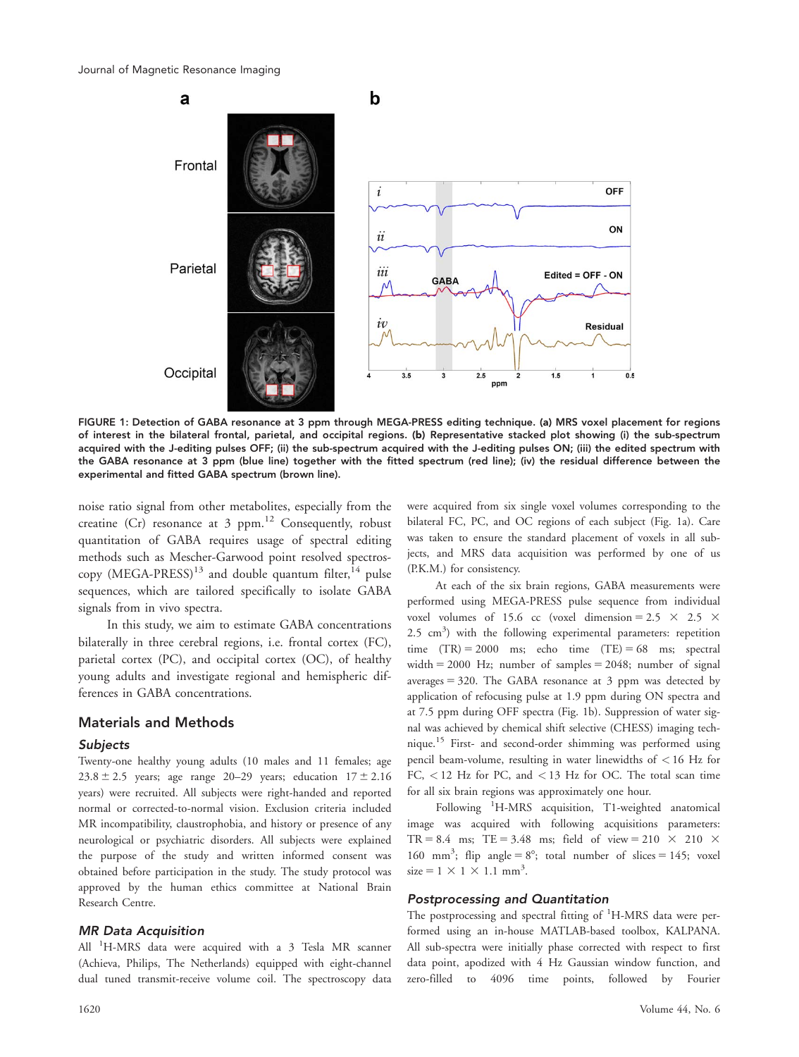FIGURE 1: Detection of GABA resonance at 3 ppm through MEGA-PRESS editing technique. (a) MRS voxel placement for regions of interest in the bilateral frontal, parietal, and occipital regions. (b) Representative stacked plot showing (i) the sub-spectrum acquired with the J-editing pulses OFF; (ii) the sub-spectrum acquired with the J-editing pulses ON; (iii) the edited spectrum with the GABA resonance at 3 ppm (blue line) together with the fitted spectrum (red line); (iv) the residual difference between the experimental and fitted GABA spectrum (brown line).

noise ratio signal from other metabolites, especially from the creatine (Cr) resonance at 3 ppm.[12] Consequently, robust quantitation of GABA requires usage of spectral editing methods such as Mescher-Garwood point resolved spectroscopy (MEGA-PRESS)[13] and double quantum filter,[14] pulse sequences, which are tailored specifically to isolate GABA signals from in vivo spectra.

In this study, we aim to estimate GABA concentrations bilaterally in three cerebral regions, i.e. frontal cortex (FC), parietal cortex (PC), and occipital cortex (OC), of healthy young adults and investigate regional and hemispheric differences in GABA concentrations.

## Materials and Methods

### Subjects

Twenty-one healthy young adults (10 males and 11 females; age $23.8 \pm 2.5$ years; age range 20–29 years; education $17 \pm 2.16$ years) were recruited. All subjects were right-handed and reported normal or corrected-to-normal vision. Exclusion criteria included MR incompatibility, claustrophobia, and history or presence of any neurological or psychiatric disorders. All subjects were explained the purpose of the study and written informed consent was obtained before participation in the study. The study protocol was approved by the human ethics committee at National Brain Research Centre.

### MR Data Acquisition

All $^{1}$H-MRS data were acquired with a 3 Tesla MR scanner (Achieva, Philips, The Netherlands) equipped with eight-channel dual tuned transmit-receive volume coil. The spectroscopy data were acquired from six single voxel volumes corresponding to the bilateral FC, PC, and OC regions of each subject (Fig. 1a). Care was taken to ensure the standard placement of voxels in all subjects, and MRS data acquisition was performed by one of us (P.K.M.) for consistency.

At each of the six brain regions, GABA measurements were performed using MEGA-PRESS pulse sequence from individual voxel volumes of 15.6 cc (voxel dimension = $2.5 \times 2.5 \times 2.5$ cm$^3$) with the following experimental parameters: repetition time (TR) = 2000 ms; echo time (TE) = 68 ms; spectral width = 2000 Hz; number of samples = 2048; number of signal averages = 320. The GABA resonance at 3 ppm was detected by application of refocusing pulse at 1.9 ppm during ON spectra and at 7.5 ppm during OFF spectra (Fig. 1b). Suppression of water signal was achieved by chemical shift selective (CHESS) imaging technique.[15] First- and second-order shimming was performed using pencil beam-volume, resulting in water linewidths of < 16 Hz for FC, < 12 Hz for PC, and < 13 Hz for OC. The total scan time for all six brain regions was approximately one hour.

Following $^{1}$H-MRS acquisition, T1-weighted anatomical image was acquired with following acquisitions parameters: TR = 8.4 ms; TE = 3.48 ms; field of view = $210 \times 210 \times 160$ mm$^3$; flip angle = 8°; total number of slices = 145; voxel size = $1 \times 1 \times 1.1$ mm$^3$.

### Postprocessing and Quantitation

The postprocessing and spectral fitting of $^{1}$H-MRS data were performed using an in-house MATLAB-based toolbox, KALPANA. All sub-spectra were initially phase corrected with respect to first data point, apodized with 4 Hz Gaussian window function, and zero-filled to 4096 time points, followed by Fourier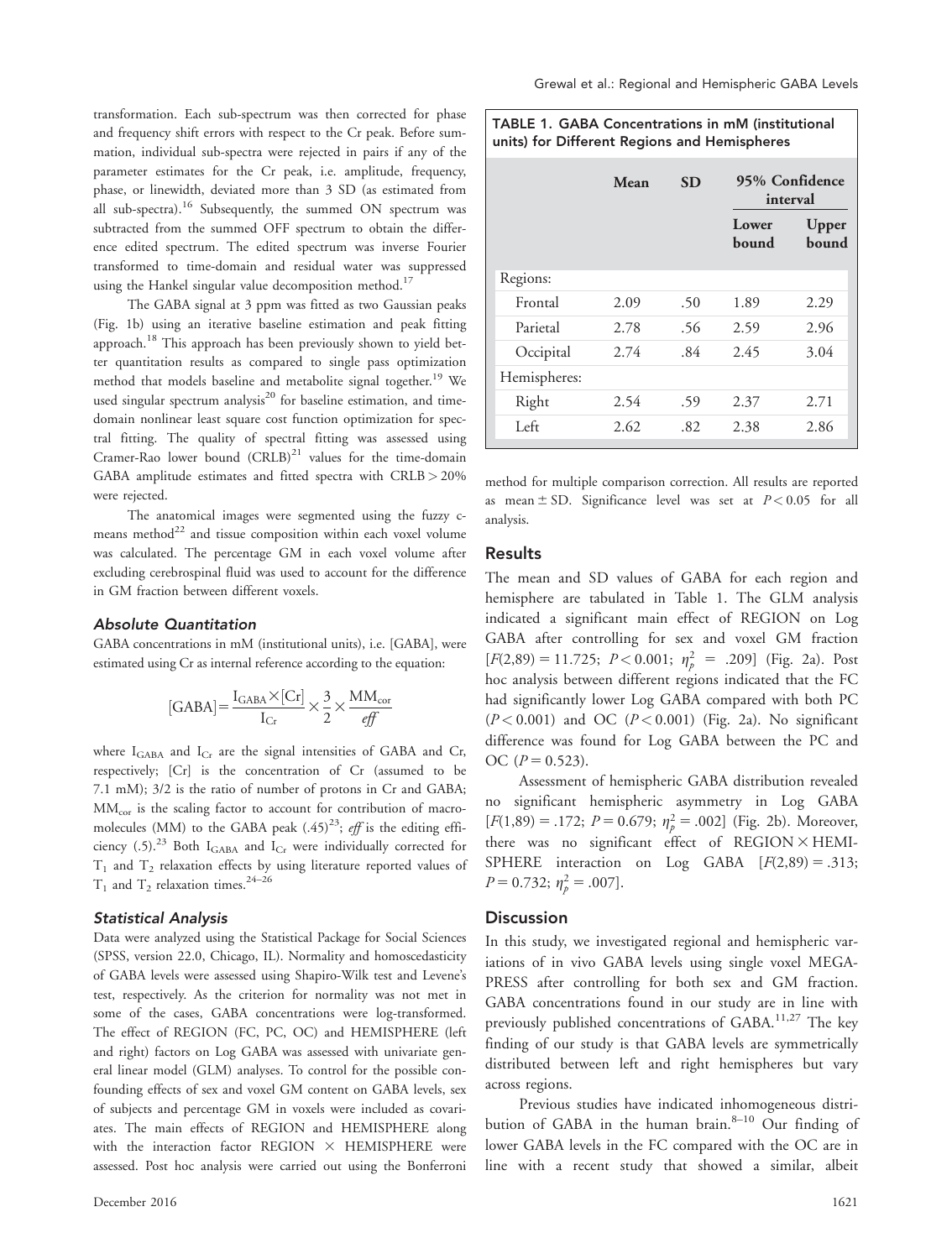transformation. Each sub-spectrum was then corrected for phase and frequency shift errors with respect to the Cr peak. Before summation, individual sub-spectra were rejected in pairs if any of the parameter estimates for the Cr peak, i.e. amplitude, frequency, phase, or linewidth, deviated more than 3 SD (as estimated from all sub-spectra).[16] Subsequently, the summed ON spectrum was subtracted from the summed OFF spectrum to obtain the difference edited spectrum. The edited spectrum was inverse Fourier transformed to time-domain and residual water was suppressed using the Hankel singular value decomposition method.[17]

The GABA signal at 3 ppm was fitted as two Gaussian peaks (Fig. 1b) using an iterative baseline estimation and peak fitting approach.[18] This approach has been previously shown to yield better quantitation results as compared to single pass optimization method that models baseline and metabolite signal together.[19] We used singular spectrum analysis[20] for baseline estimation, and time-domain nonlinear least square cost function optimization for spectral fitting. The quality of spectral fitting was assessed using Cramer-Rao lower bound (CRLB)[21] values for the time-domain GABA amplitude estimates and fitted spectra with CRLB > 20% were rejected.

The anatomical images were segmented using the fuzzy c-means method[22] and tissue composition within each voxel volume was calculated. The percentage GM in each voxel volume after excluding cerebrospinal fluid was used to account for the difference in GM fraction between different voxels.

### *Absolute Quantitation*

GABA concentrations in mM (institutional units), i.e. [GABA], were estimated using Cr as internal reference according to the equation:

$$[\mathrm{GABA}] = \frac{I_{\mathrm{GABA}} \times [\mathrm{Cr}]}{I_{\mathrm{Cr}}} \times \frac{3}{2} \times \frac{\mathrm{MM}_{\mathrm{cor}}}{\mathit{eff}}$$

where $I_{GABA}$ and $I_{Cr}$ are the signal intensities of GABA and Cr, respectively; [Cr] is the concentration of Cr (assumed to be 7.1 mM); 3/2 is the ratio of number of protons in Cr and GABA; $MM_{cor}$ is the scaling factor to account for contribution of macromolecules (MM) to the GABA peak (.45)[23]; *eff* is the editing efficiency (.5).[23] Both $I_{GABA}$ and $I_{Cr}$ were individually corrected for $T_1$ and $T_2$ relaxation effects by using literature reported values of $T_1$ and $T_2$ relaxation times.[24–26]

### *Statistical Analysis*

Data were analyzed using the Statistical Package for Social Sciences (SPSS, version 22.0, Chicago, IL). Normality and homoscedasticity of GABA levels were assessed using Shapiro-Wilk test and Levene's test, respectively. As the criterion for normality was not met in some of the cases, GABA concentrations were log-transformed. The effect of REGION (FC, PC, OC) and HEMISPHERE (left and right) factors on Log GABA was assessed with univariate general linear model (GLM) analyses. To control for the possible confounding effects of sex and voxel GM content on GABA levels, sex of subjects and percentage GM in voxels were included as covariates. The main effects of REGION and HEMISPHERE along with the interaction factor REGION × HEMISPHERE were assessed. Post hoc analysis were carried out using the Bonferroni method for multiple comparison correction. All results are reported as mean ± SD. Significance level was set at $P < 0.05$ for all analysis.

**TABLE 1. GABA Concentrations in mM (institutional units) for Different Regions and Hemispheres**

| | Mean | SD | 95% Confidence interval | |
|---|---|---|---|---|
| | | | Lower bound | Upper bound |
| Regions: | | | | |
| Frontal | 2.09 | .50 | 1.89 | 2.29 |
| Parietal | 2.78 | .56 | 2.59 | 2.96 |
| Occipital | 2.74 | .84 | 2.45 | 3.04 |
| Hemispheres: | | | | |
| Right | 2.54 | .59 | 2.37 | 2.71 |
| Left | 2.62 | .82 | 2.38 | 2.86 |

## Results

The mean and SD values of GABA for each region and hemisphere are tabulated in Table 1. The GLM analysis indicated a significant main effect of REGION on Log GABA after controlling for sex and voxel GM fraction [$F(2,89) = 11.725$; $P < 0.001$; $\eta_p^2 = .209$] (Fig. 2a). Post hoc analysis between different regions indicated that the FC had significantly lower Log GABA compared with both PC ($P < 0.001$) and OC ($P < 0.001$) (Fig. 2a). No significant difference was found for Log GABA between the PC and OC ($P = 0.523$).

Assessment of hemispheric GABA distribution revealed no significant hemispheric asymmetry in Log GABA [$F(1,89) = .172$; $P = 0.679$; $\eta_p^2 = .002$] (Fig. 2b). Moreover, there was no significant effect of REGION × HEMISPHERE interaction on Log GABA [$F(2,89) = .313$; $P = 0.732$; $\eta_p^2 = .007$].

## Discussion

In this study, we investigated regional and hemispheric variations of in vivo GABA levels using single voxel MEGA-PRESS after controlling for both sex and GM fraction. GABA concentrations found in our study are in line with previously published concentrations of GABA.[11,27] The key finding of our study is that GABA levels are symmetrically distributed between left and right hemispheres but vary across regions.

Previous studies have indicated inhomogeneous distribution of GABA in the human brain.[8–10] Our finding of lower GABA levels in the FC compared with the OC are in line with a recent study that showed a similar, albeit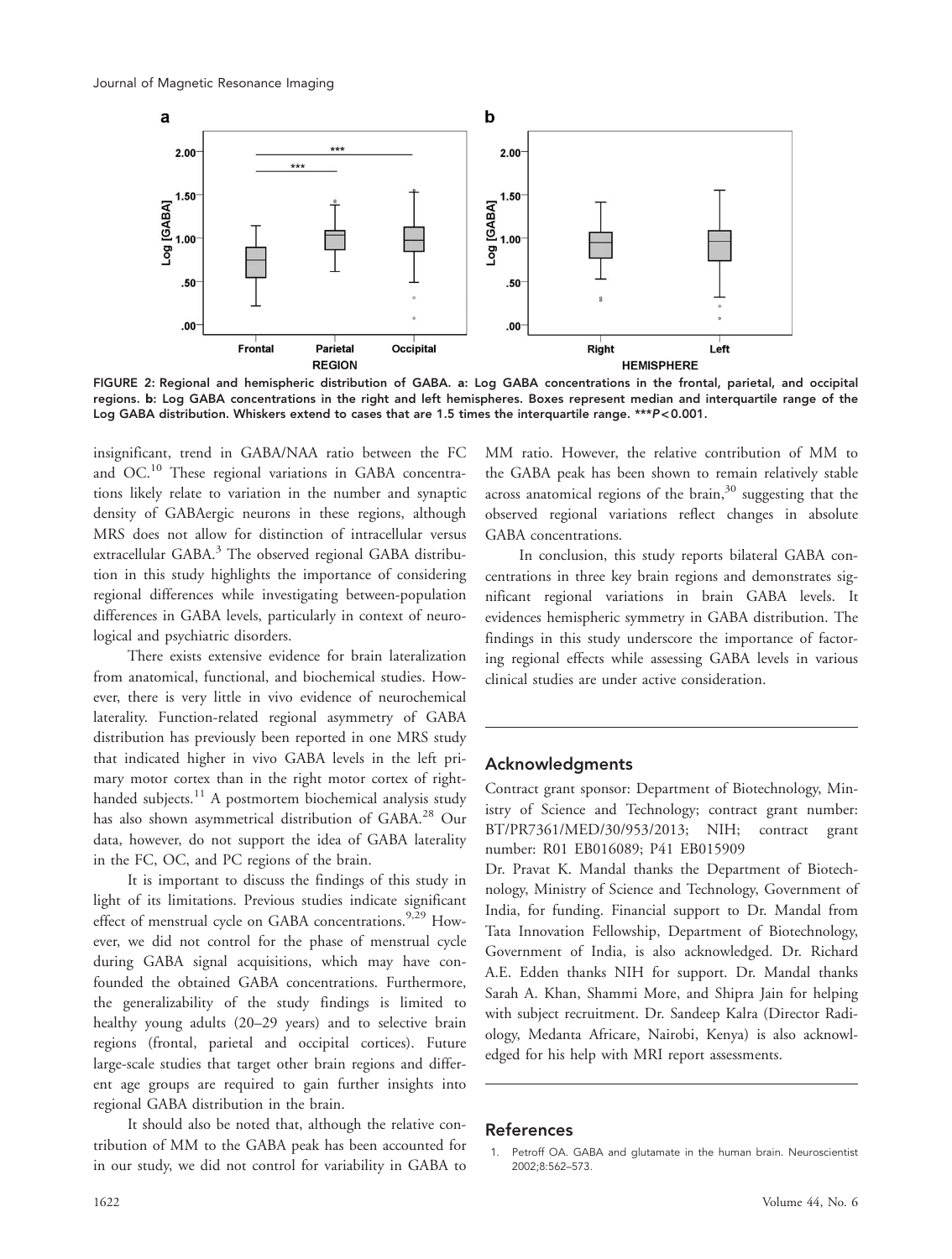FIGURE 2: Regional and hemispheric distribution of GABA. a: Log GABA concentrations in the frontal, parietal, and occipital regions. b: Log GABA concentrations in the right and left hemispheres. Boxes represent median and interquartile range of the Log GABA distribution. Whiskers extend to cases that are 1.5 times the interquartile range. ***$P<0.001$.

insignificant, trend in GABA/NAA ratio between the FC and OC.[10] These regional variations in GABA concentrations likely relate to variation in the number and synaptic density of GABAergic neurons in these regions, although MRS does not allow for distinction of intracellular versus extracellular GABA.[3] The observed regional GABA distribution in this study highlights the importance of considering regional differences while investigating between-population differences in GABA levels, particularly in context of neurological and psychiatric disorders.

There exists extensive evidence for brain lateralization from anatomical, functional, and biochemical studies. However, there is very little in vivo evidence of neurochemical laterality. Function-related regional asymmetry of GABA distribution has previously been reported in one MRS study that indicated higher in vivo GABA levels in the left primary motor cortex than in the right motor cortex of right-handed subjects.[11] A postmortem biochemical analysis study has also shown asymmetrical distribution of GABA.[28] Our data, however, do not support the idea of GABA laterality in the FC, OC, and PC regions of the brain.

It is important to discuss the findings of this study in light of its limitations. Previous studies indicate significant effect of menstrual cycle on GABA concentrations.[9,29] However, we did not control for the phase of menstrual cycle during GABA signal acquisitions, which may have confounded the obtained GABA concentrations. Furthermore, the generalizability of the study findings is limited to healthy young adults (20–29 years) and to selective brain regions (frontal, parietal and occipital cortices). Future large-scale studies that target other brain regions and different age groups are required to gain further insights into regional GABA distribution in the brain.

It should also be noted that, although the relative contribution of MM to the GABA peak has been accounted for in our study, we did not control for variability in GABA to MM ratio. However, the relative contribution of MM to the GABA peak has been shown to remain relatively stable across anatomical regions of the brain,[30] suggesting that the observed regional variations reflect changes in absolute GABA concentrations.

In conclusion, this study reports bilateral GABA concentrations in three key brain regions and demonstrates significant regional variations in brain GABA levels. It evidences hemispheric symmetry in GABA distribution. The findings in this study underscore the importance of factoring regional effects while assessing GABA levels in various clinical studies are under active consideration.

## Acknowledgments

Contract grant sponsor: Department of Biotechnology, Ministry of Science and Technology; contract grant number: BT/PR7361/MED/30/953/2013; NIH; contract grant number: R01 EB016089; P41 EB015909

Dr. Pravat K. Mandal thanks the Department of Biotechnology, Ministry of Science and Technology, Government of India, for funding. Financial support to Dr. Mandal from Tata Innovation Fellowship, Department of Biotechnology, Government of India, is also acknowledged. Dr. Richard A.E. Edden thanks NIH for support. Dr. Mandal thanks Sarah A. Khan, Shammi More, and Shipra Jain for helping with subject recruitment. Dr. Sandeep Kalra (Director Radiology, Medanta Africare, Nairobi, Kenya) is also acknowledged for his help with MRI report assessments.

## References

1. Petroff OA. GABA and glutamate in the human brain. Neuroscientist 2002;8:562–573.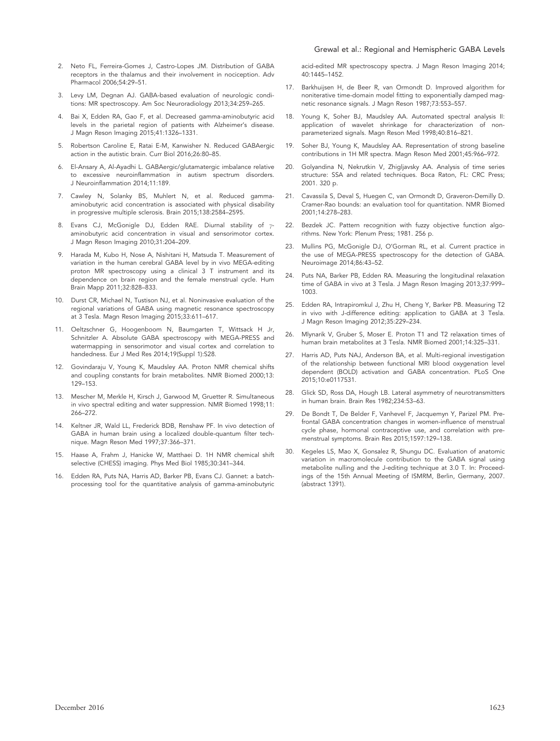2. Neto FL, Ferreira-Gomes J, Castro-Lopes JM. Distribution of GABA receptors in the thalamus and their involvement in nociception. Adv Pharmacol 2006;54:29–51.

3. Levy LM, Degnan AJ. GABA-based evaluation of neurologic conditions: MR spectroscopy. Am Soc Neuroradiology 2013;34:259–265.

4. Bai X, Edden RA, Gao F, et al. Decreased gamma-aminobutyric acid levels in the parietal region of patients with Alzheimer's disease. J Magn Reson Imaging 2015;41:1326–1331.

5. Robertson Caroline E, Ratai E-M, Kanwisher N. Reduced GABAergic action in the autistic brain. Curr Biol 2016;26:80–85.

6. El-Ansary A, Al-Ayadhi L. GABAergic/glutamatergic imbalance relative to excessive neuroinflammation in autism spectrum disorders. J Neuroinflammation 2014;11:189.

7. Cawley N, Solanky BS, Muhlert N, et al. Reduced gamma-aminobutyric acid concentration is associated with physical disability in progressive multiple sclerosis. Brain 2015;138:2584–2595.

8. Evans CJ, McGonigle DJ, Edden RAE. Diurnal stability of $\gamma$-aminobutyric acid concentration in visual and sensorimotor cortex. J Magn Reson Imaging 2010;31:204–209.

9. Harada M, Kubo H, Nose A, Nishitani H, Matsuda T. Measurement of variation in the human cerebral GABA level by in vivo MEGA-editing proton MR spectroscopy using a clinical 3 T instrument and its dependence on brain region and the female menstrual cycle. Hum Brain Mapp 2011;32:828–833.

10. Durst CR, Michael N, Tustison NJ, et al. Noninvasive evaluation of the regional variations of GABA using magnetic resonance spectroscopy at 3 Tesla. Magn Reson Imaging 2015;33:611–617.

11. Oeltzschner G, Hoogenboom N, Baumgarten T, Wittsack H Jr, Schnitzler A. Absolute GABA spectroscopy with MEGA-PRESS and watermapping in sensorimotor and visual cortex and correlation to handedness. Eur J Med Res 2014;19(Suppl 1):S28.

12. Govindaraju V, Young K, Maudsley AA. Proton NMR chemical shifts and coupling constants for brain metabolites. NMR Biomed 2000;13: 129–153.

13. Mescher M, Merkle H, Kirsch J, Garwood M, Gruetter R. Simultaneous in vivo spectral editing and water suppression. NMR Biomed 1998;11: 266–272.

14. Keltner JR, Wald LL, Frederick BDB, Renshaw PF. In vivo detection of GABA in human brain using a localized double-quantum filter technique. Magn Reson Med 1997;37:366–371.

15. Haase A, Frahm J, Hanicke W, Matthaei D. 1H NMR chemical shift selective (CHESS) imaging. Phys Med Biol 1985;30:341–344.

16. Edden RA, Puts NA, Harris AD, Barker PB, Evans CJ. Gannet: a batch-processing tool for the quantitative analysis of gamma-aminobutyric acid-edited MR spectroscopy spectra. J Magn Reson Imaging 2014; 40:1445–1452.

17. Barkhuijsen H, de Beer R, van Ormondt D. Improved algorithm for noniterative time-domain model fitting to exponentially damped magnetic resonance signals. J Magn Reson 1987;73:553–557.

18. Young K, Soher BJ, Maudsley AA. Automated spectral analysis II: application of wavelet shrinkage for characterization of non-parameterized signals. Magn Reson Med 1998;40:816–821.

19. Soher BJ, Young K, Maudsley AA. Representation of strong baseline contributions in 1H MR spectra. Magn Reson Med 2001;45:966–972.

20. Golyandina N, Nekrutkin V, Zhigljavsky AA. Analysis of time series structure: SSA and related techniques. Boca Raton, FL: CRC Press; 2001. 320 p.

21. Cavassila S, Deval S, Huegen C, van Ormondt D, Graveron-Demilly D. Cramer-Rao bounds: an evaluation tool for quantitation. NMR Biomed 2001;14:278–283.

22. Bezdek JC. Pattern recognition with fuzzy objective function algorithms. New York: Plenum Press; 1981. 256 p.

23. Mullins PG, McGonigle DJ, O'Gorman RL, et al. Current practice in the use of MEGA-PRESS spectroscopy for the detection of GABA. Neuroimage 2014;86:43–52.

24. Puts NA, Barker PB, Edden RA. Measuring the longitudinal relaxation time of GABA in vivo at 3 Tesla. J Magn Reson Imaging 2013;37:999–1003.

25. Edden RA, Intrapiromkul J, Zhu H, Cheng Y, Barker PB. Measuring T2 in vivo with J-difference editing: application to GABA at 3 Tesla. J Magn Reson Imaging 2012;35:229–234.

26. Mlynarik V, Gruber S, Moser E. Proton T1 and T2 relaxation times of human brain metabolites at 3 Tesla. NMR Biomed 2001;14:325–331.

27. Harris AD, Puts NAJ, Anderson BA, et al. Multi-regional investigation of the relationship between functional MRI blood oxygenation level dependent (BOLD) activation and GABA concentration. PLoS One 2015;10:e0117531.

28. Glick SD, Ross DA, Hough LB. Lateral asymmetry of neurotransmitters in human brain. Brain Res 1982;234:53–63.

29. De Bondt T, De Belder F, Vanhevel F, Jacquemyn Y, Parizel PM. Prefrontal GABA concentration changes in women-influence of menstrual cycle phase, hormonal contraceptive use, and correlation with premenstrual symptoms. Brain Res 2015;1597:129–138.

30. Kegeles LS, Mao X, Gonsalez R, Shungu DC. Evaluation of anatomic variation in macromolecule contribution to the GABA signal using metabolite nulling and the J-editing technique at 3.0 T. In: Proceedings of the 15th Annual Meeting of ISMRM, Berlin, Germany, 2007. (abstract 1391).